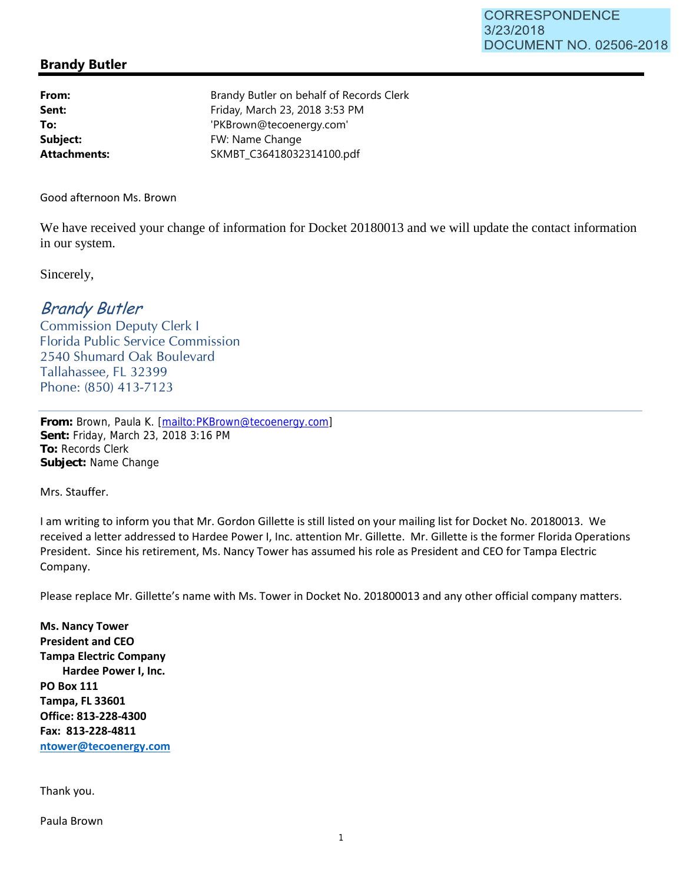CORRESPONDENCE
3/23/2018
DOCUMENT NO. 02506-2018

## Brandy Butler

| | |
|---|---|
| **From:** | Brandy Butler on behalf of Records Clerk |
| **Sent:** | Friday, March 23, 2018 3:53 PM |
| **To:** | 'PKBrown@tecoenergy.com' |
| **Subject:** | FW: Name Change |
| **Attachments:** | SKMBT_C36418032314100.pdf |

Good afternoon Ms. Brown

We have received your change of information for Docket 20180013 and we will update the contact information in our system.

Sincerely,

*Brandy Butler*
Commission Deputy Clerk I
Florida Public Service Commission
2540 Shumard Oak Boulevard
Tallahassee, FL 32399
Phone: (850) 413-7123

---

**From:** Brown, Paula K. [mailto:PKBrown@tecoenergy.com]
**Sent:** Friday, March 23, 2018 3:16 PM
**To:** Records Clerk
**Subject:** Name Change

Mrs. Stauffer.

I am writing to inform you that Mr. Gordon Gillette is still listed on your mailing list for Docket No. 20180013. We received a letter addressed to Hardee Power I, Inc. attention Mr. Gillette. Mr. Gillette is the former Florida Operations President. Since his retirement, Ms. Nancy Tower has assumed his role as President and CEO for Tampa Electric Company.

Please replace Mr. Gillette's name with Ms. Tower in Docket No. 201800013 and any other official company matters.

**Ms. Nancy Tower**
**President and CEO**
**Tampa Electric Company**
**Hardee Power I, Inc.**
**PO Box 111**
**Tampa, FL 33601**
**Office: 813-228-4300**
**Fax: 813-228-4811**
**ntower@tecoenergy.com**

Thank you.

Paula Brown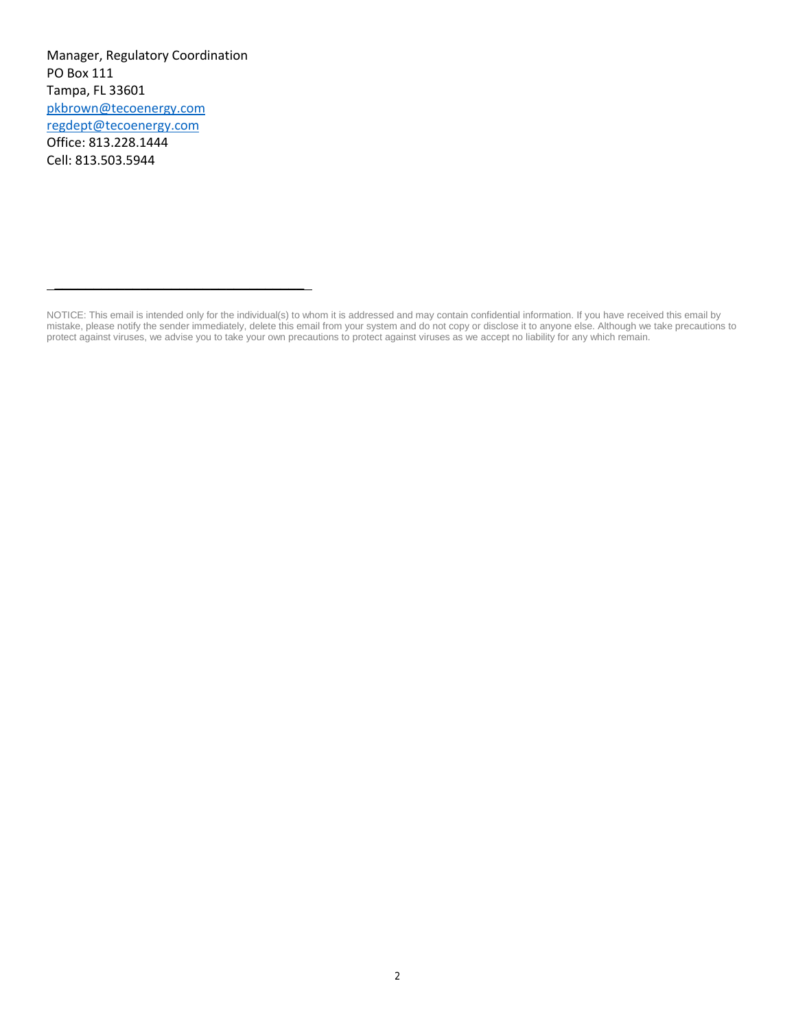Manager, Regulatory Coordination
PO Box 111
Tampa, FL 33601
pkbrown@tecoenergy.com
regdept@tecoenergy.com
Office: 813.228.1444
Cell: 813.503.5944

---

NOTICE: This email is intended only for the individual(s) to whom it is addressed and may contain confidential information. If you have received this email by mistake, please notify the sender immediately, delete this email from your system and do not copy or disclose it to anyone else. Although we take precautions to protect against viruses, we advise you to take your own precautions to protect against viruses as we accept no liability for any which remain.